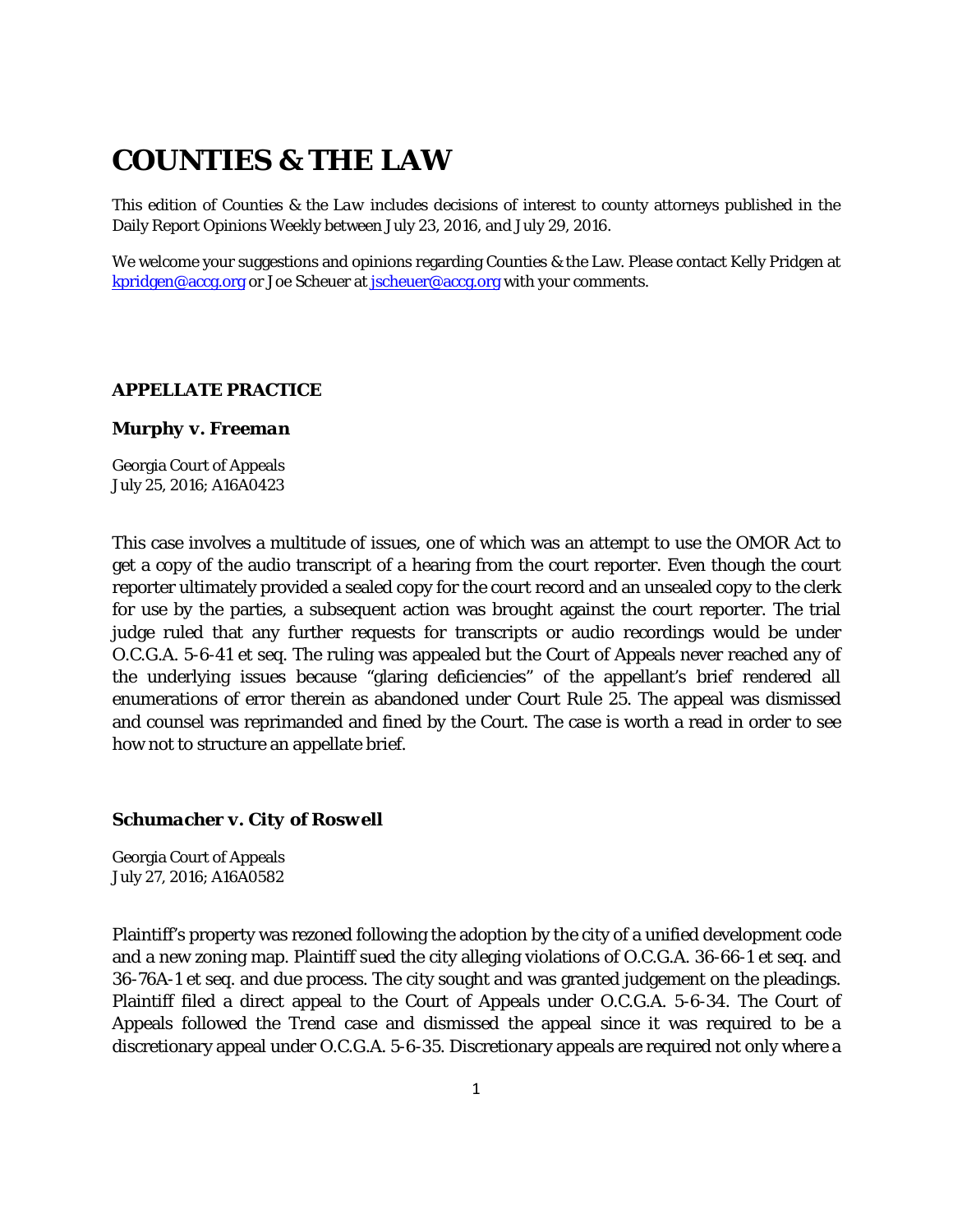# COUNTIES & THE LAW

This edition of *Counties & the Law* includes decisions of interest to county attorneys published in the Daily Report Opinions Weekly between July 23, 2016, and July 29, 2016.

We welcome your suggestions and opinions regarding Counties & the Law. Please contact Kelly Pridgen at kpridgen@accg.org or Joe Scheuer at jscheuer@accg.org with your comments.

## APPELLATE PRACTICE

### *Murphy v. Freeman*

Georgia Court of Appeals
July 25, 2016; A16A0423

This case involves a multitude of issues, one of which was an attempt to use the OMOR Act to get a copy of the audio transcript of a hearing from the court reporter. Even though the court reporter ultimately provided a sealed copy for the court record and an unsealed copy to the clerk for use by the parties, a subsequent action was brought against the court reporter. The trial judge ruled that any further requests for transcripts or audio recordings would be under O.C.G.A. 5-6-41 et seq. The ruling was appealed but the Court of Appeals never reached any of the underlying issues because "glaring deficiencies" of the appellant's brief rendered all enumerations of error therein as abandoned under Court Rule 25. The appeal was dismissed and counsel was reprimanded and fined by the Court. The case is worth a read in order to see how not to structure an appellate brief.

### *Schumacher v. City of Roswell*

Georgia Court of Appeals
July 27, 2016; A16A0582

Plaintiff's property was rezoned following the adoption by the city of a unified development code and a new zoning map. Plaintiff sued the city alleging violations of O.C.G.A. 36-66-1 et seq. and 36-76A-1 et seq. and due process. The city sought and was granted judgement on the pleadings. Plaintiff filed a direct appeal to the Court of Appeals under O.C.G.A. 5-6-34. The Court of Appeals followed the *Trend* case and dismissed the appeal since it was required to be a discretionary appeal under O.C.G.A. 5-6-35. Discretionary appeals are required not only where a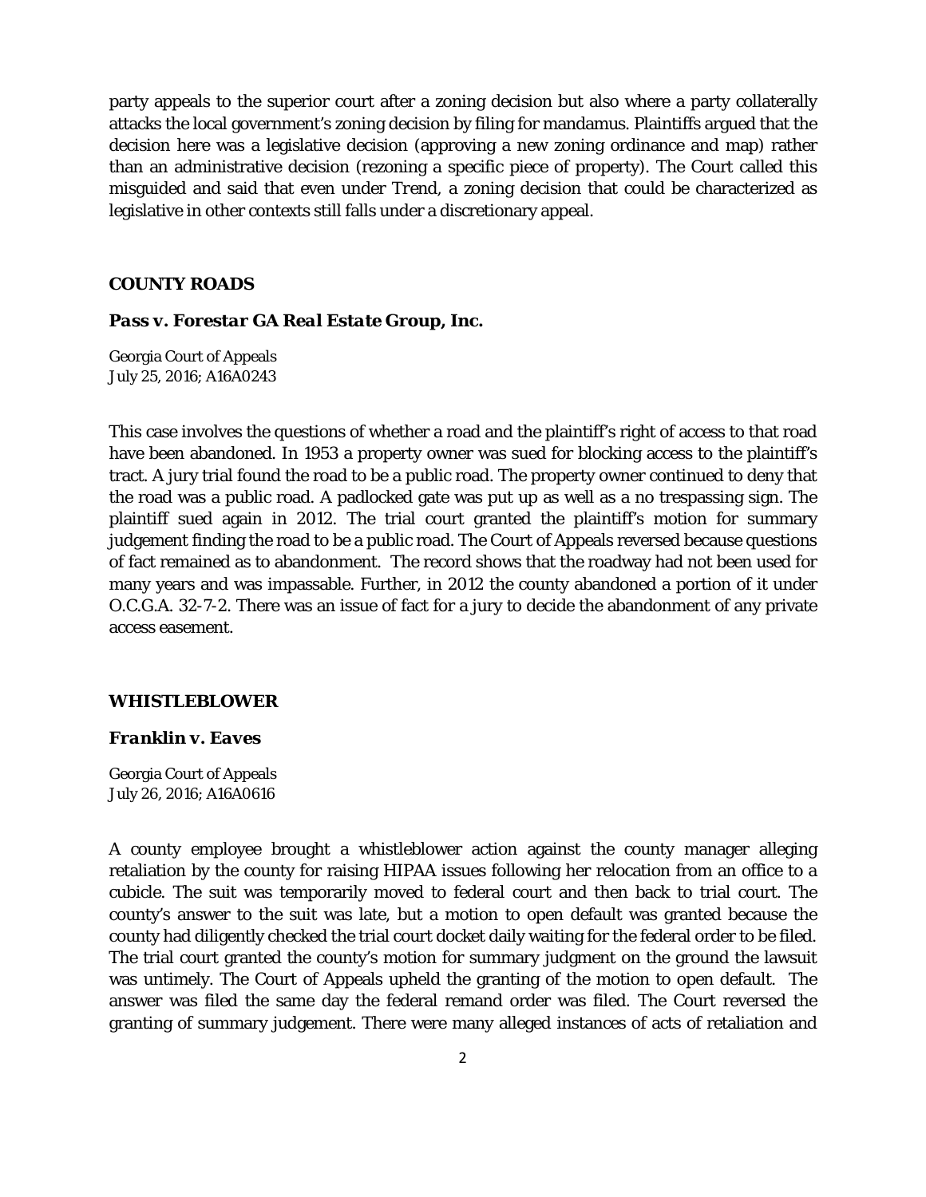party appeals to the superior court after a zoning decision but also where a party collaterally attacks the local government's zoning decision by filing for mandamus. Plaintiffs argued that the decision here was a legislative decision (approving a new zoning ordinance and map) rather than an administrative decision (rezoning a specific piece of property). The Court called this misguided and said that even under *Trend*, a zoning decision that could be characterized as legislative in other contexts still falls under a discretionary appeal.

## COUNTY ROADS

### *Pass v. Forestar GA Real Estate Group, Inc.*

Georgia Court of Appeals
July 25, 2016; A16A0243

This case involves the questions of whether a road and the plaintiff's right of access to that road have been abandoned. In 1953 a property owner was sued for blocking access to the plaintiff's tract. A jury trial found the road to be a public road. The property owner continued to deny that the road was a public road. A padlocked gate was put up as well as a no trespassing sign. The plaintiff sued again in 2012. The trial court granted the plaintiff's motion for summary judgement finding the road to be a public road. The Court of Appeals reversed because questions of fact remained as to abandonment. The record shows that the roadway had not been used for many years and was impassable. Further, in 2012 the county abandoned a portion of it under O.C.G.A. 32-7-2. There was an issue of fact for a jury to decide the abandonment of any private access easement.

## WHISTLEBLOWER

### *Franklin v. Eaves*

Georgia Court of Appeals
July 26, 2016; A16A0616

A county employee brought a whistleblower action against the county manager alleging retaliation by the county for raising HIPAA issues following her relocation from an office to a cubicle. The suit was temporarily moved to federal court and then back to trial court. The county's answer to the suit was late, but a motion to open default was granted because the county had diligently checked the trial court docket daily waiting for the federal order to be filed. The trial court granted the county's motion for summary judgment on the ground the lawsuit was untimely. The Court of Appeals upheld the granting of the motion to open default. The answer was filed the same day the federal remand order was filed. The Court reversed the granting of summary judgement. There were many alleged instances of acts of retaliation and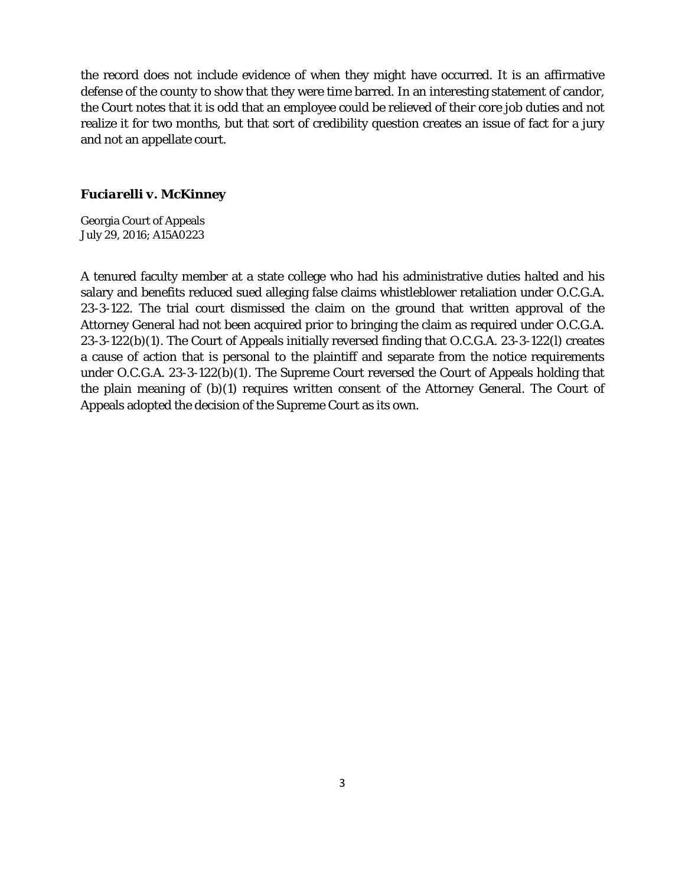the record does not include evidence of when they might have occurred. It is an affirmative defense of the county to show that they were time barred. In an interesting statement of candor, the Court notes that it is odd that an employee could be relieved of their core job duties and not realize it for two months, but that sort of credibility question creates an issue of fact for a jury and not an appellate court.

### *Fuciarelli v. McKinney*

Georgia Court of Appeals
July 29, 2016; A15A0223

A tenured faculty member at a state college who had his administrative duties halted and his salary and benefits reduced sued alleging false claims whistleblower retaliation under O.C.G.A. 23-3-122. The trial court dismissed the claim on the ground that written approval of the Attorney General had not been acquired prior to bringing the claim as required under O.C.G.A. 23-3-122(b)(1). The Court of Appeals initially reversed finding that O.C.G.A. 23-3-122(l) creates a cause of action that is personal to the plaintiff and separate from the notice requirements under O.C.G.A. 23-3-122(b)(1). The Supreme Court reversed the Court of Appeals holding that the plain meaning of (b)(1) requires written consent of the Attorney General. The Court of Appeals adopted the decision of the Supreme Court as its own.